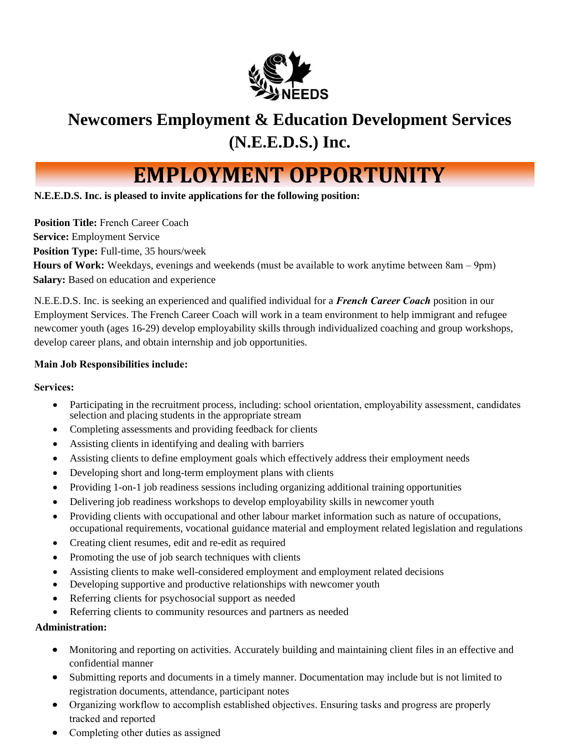# Newcomers Employment & Education Development Services (N.E.E.D.S.) Inc.

## EMPLOYMENT OPPORTUNITY

**N.E.E.D.S. Inc. is pleased to invite applications for the following position:**

**Position Title:** French Career Coach
**Service:** Employment Service
**Position Type:** Full-time, 35 hours/week
**Hours of Work:** Weekdays, evenings and weekends (must be available to work anytime between 8am – 9pm)
**Salary:** Based on education and experience

N.E.E.D.S. Inc. is seeking an experienced and qualified individual for a ***French Career Coach*** position in our Employment Services. The French Career Coach will work in a team environment to help immigrant and refugee newcomer youth (ages 16-29) develop employability skills through individualized coaching and group workshops, develop career plans, and obtain internship and job opportunities.

**Main Job Responsibilities include:**

**Services:**

- Participating in the recruitment process, including: school orientation, employability assessment, candidates selection and placing students in the appropriate stream
- Completing assessments and providing feedback for clients
- Assisting clients in identifying and dealing with barriers
- Assisting clients to define employment goals which effectively address their employment needs
- Developing short and long-term employment plans with clients
- Providing 1-on-1 job readiness sessions including organizing additional training opportunities
- Delivering job readiness workshops to develop employability skills in newcomer youth
- Providing clients with occupational and other labour market information such as nature of occupations, occupational requirements, vocational guidance material and employment related legislation and regulations
- Creating client resumes, edit and re-edit as required
- Promoting the use of job search techniques with clients
- Assisting clients to make well-considered employment and employment related decisions
- Developing supportive and productive relationships with newcomer youth
- Referring clients for psychosocial support as needed
- Referring clients to community resources and partners as needed

**Administration:**

- Monitoring and reporting on activities. Accurately building and maintaining client files in an effective and confidential manner
- Submitting reports and documents in a timely manner. Documentation may include but is not limited to registration documents, attendance, participant notes
- Organizing workflow to accomplish established objectives. Ensuring tasks and progress are properly tracked and reported
- Completing other duties as assigned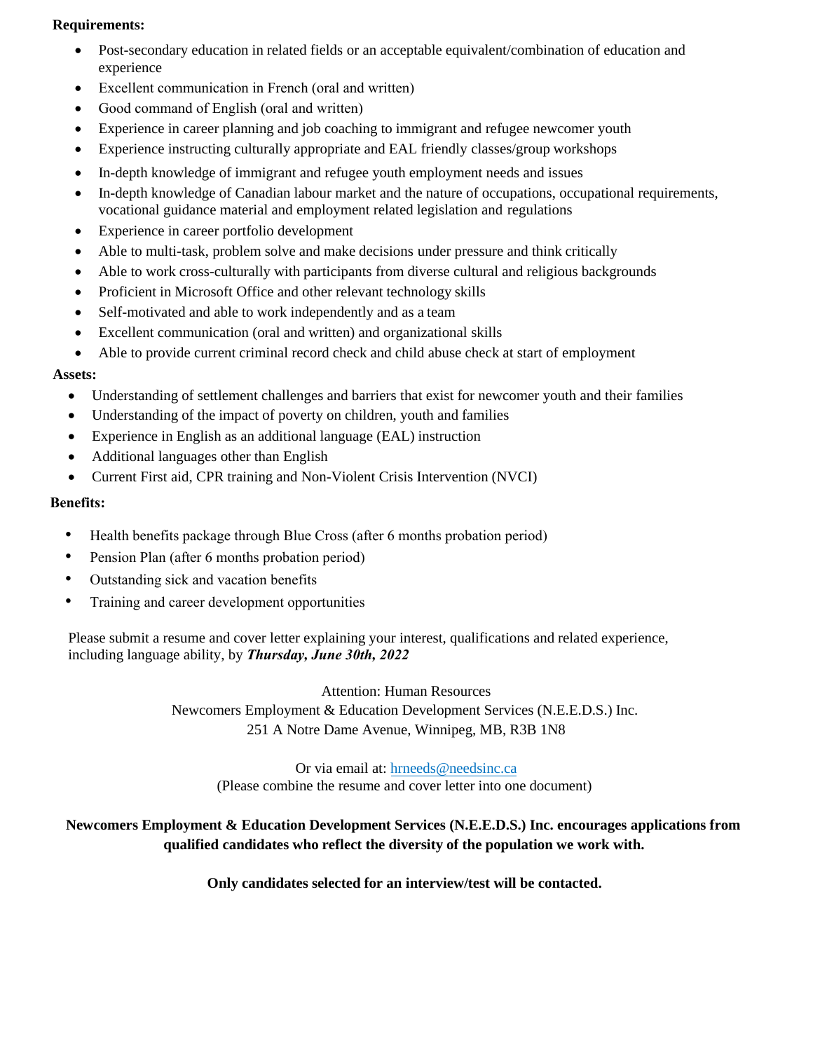**Requirements:**

- Post-secondary education in related fields or an acceptable equivalent/combination of education and experience
- Excellent communication in French (oral and written)
- Good command of English (oral and written)
- Experience in career planning and job coaching to immigrant and refugee newcomer youth
- Experience instructing culturally appropriate and EAL friendly classes/group workshops
- In-depth knowledge of immigrant and refugee youth employment needs and issues
- In-depth knowledge of Canadian labour market and the nature of occupations, occupational requirements, vocational guidance material and employment related legislation and regulations
- Experience in career portfolio development
- Able to multi-task, problem solve and make decisions under pressure and think critically
- Able to work cross-culturally with participants from diverse cultural and religious backgrounds
- Proficient in Microsoft Office and other relevant technology skills
- Self-motivated and able to work independently and as a team
- Excellent communication (oral and written) and organizational skills
- Able to provide current criminal record check and child abuse check at start of employment

**Assets:**

- Understanding of settlement challenges and barriers that exist for newcomer youth and their families
- Understanding of the impact of poverty on children, youth and families
- Experience in English as an additional language (EAL) instruction
- Additional languages other than English
- Current First aid, CPR training and Non-Violent Crisis Intervention (NVCI)

**Benefits:**

- Health benefits package through Blue Cross (after 6 months probation period)
- Pension Plan (after 6 months probation period)
- Outstanding sick and vacation benefits
- Training and career development opportunities

Please submit a resume and cover letter explaining your interest, qualifications and related experience, including language ability, by ***Thursday, June 30th, 2022***

Attention: Human Resources
Newcomers Employment & Education Development Services (N.E.E.D.S.) Inc.
251 A Notre Dame Avenue, Winnipeg, MB, R3B 1N8

Or via email at: hrneeds@needsinc.ca
(Please combine the resume and cover letter into one document)

**Newcomers Employment & Education Development Services (N.E.E.D.S.) Inc. encourages applications from qualified candidates who reflect the diversity of the population we work with.**

**Only candidates selected for an interview/test will be contacted.**